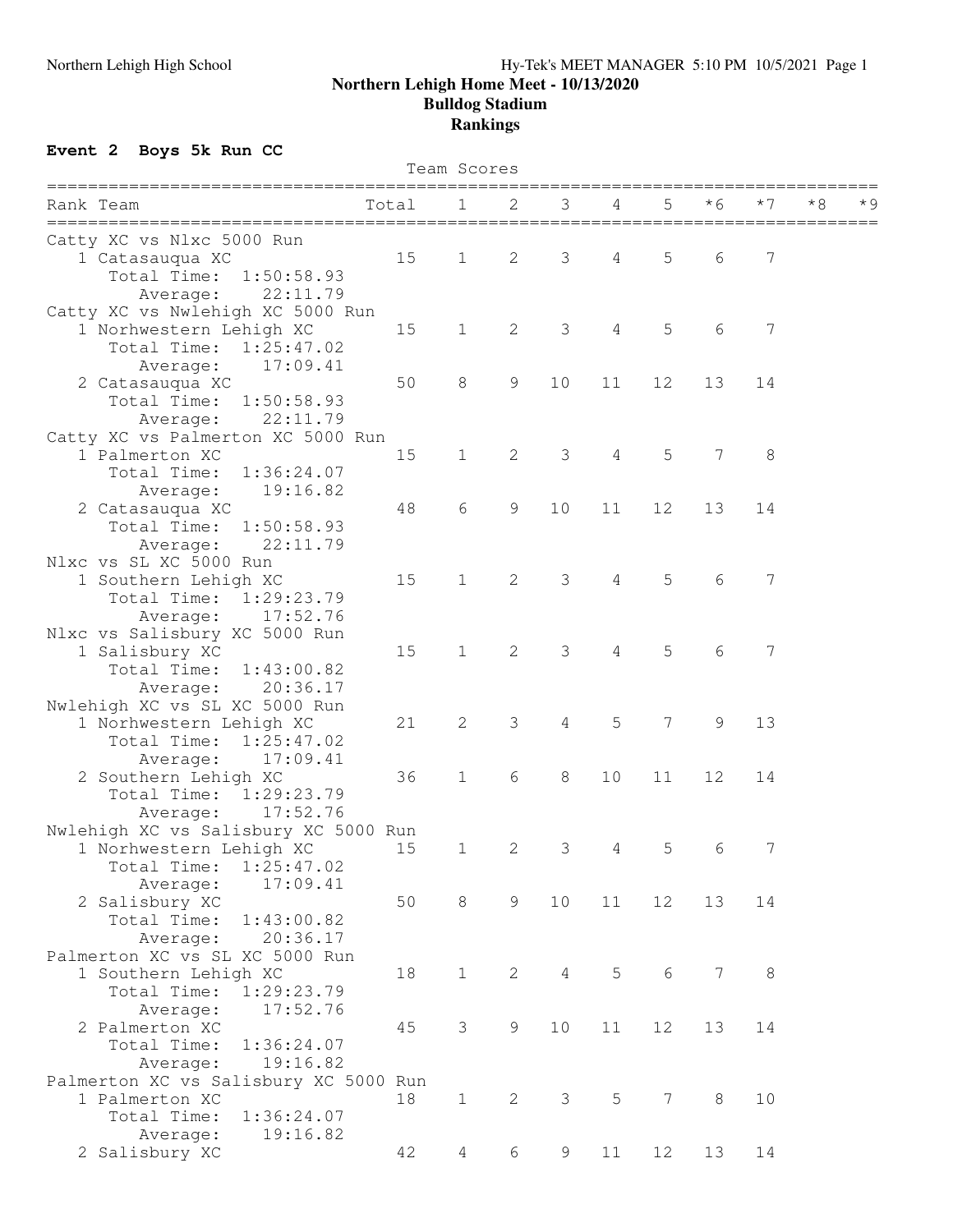**Northern Lehigh Home Meet - 10/13/2020**
**Bulldog Stadium**
**Rankings**

### Event 2 Boys 5k Run CC

Team Scores

| Rank | Team | Total | 1 | 2 | 3 | 4 | 5 | *6 | *7 | *8 | *9 |
|---|---|---|---|---|---|---|---|---|---|---|---|
| **Catty XC vs Nlxc 5000 Run** | | | | | | | | | | | |
| 1 | Catasauqua XC | 15 | 1 | 2 | 3 | 4 | 5 | 6 | 7 | | |
| | Total Time: 1:50:58.93 | | | | | | | | | | |
| | Average: 22:11.79 | | | | | | | | | | |
| **Catty XC vs Nwlehigh XC 5000 Run** | | | | | | | | | | | |
| 1 | Norhwestern Lehigh XC | 15 | 1 | 2 | 3 | 4 | 5 | 6 | 7 | | |
| | Total Time: 1:25:47.02 | | | | | | | | | | |
| | Average: 17:09.41 | | | | | | | | | | |
| 2 | Catasauqua XC | 50 | 8 | 9 | 10 | 11 | 12 | 13 | 14 | | |
| | Total Time: 1:50:58.93 | | | | | | | | | | |
| | Average: 22:11.79 | | | | | | | | | | |
| **Catty XC vs Palmerton XC 5000 Run** | | | | | | | | | | | |
| 1 | Palmerton XC | 15 | 1 | 2 | 3 | 4 | 5 | 7 | 8 | | |
| | Total Time: 1:36:24.07 | | | | | | | | | | |
| | Average: 19:16.82 | | | | | | | | | | |
| 2 | Catasauqua XC | 48 | 6 | 9 | 10 | 11 | 12 | 13 | 14 | | |
| | Total Time: 1:50:58.93 | | | | | | | | | | |
| | Average: 22:11.79 | | | | | | | | | | |
| **Nlxc vs SL XC 5000 Run** | | | | | | | | | | | |
| 1 | Southern Lehigh XC | 15 | 1 | 2 | 3 | 4 | 5 | 6 | 7 | | |
| | Total Time: 1:29:23.79 | | | | | | | | | | |
| | Average: 17:52.76 | | | | | | | | | | |
| **Nlxc vs Salisbury XC 5000 Run** | | | | | | | | | | | |
| 1 | Salisbury XC | 15 | 1 | 2 | 3 | 4 | 5 | 6 | 7 | | |
| | Total Time: 1:43:00.82 | | | | | | | | | | |
| | Average: 20:36.17 | | | | | | | | | | |
| **Nwlehigh XC vs SL XC 5000 Run** | | | | | | | | | | | |
| 1 | Norhwestern Lehigh XC | 21 | 2 | 3 | 4 | 5 | 7 | 9 | 13 | | |
| | Total Time: 1:25:47.02 | | | | | | | | | | |
| | Average: 17:09.41 | | | | | | | | | | |
| 2 | Southern Lehigh XC | 36 | 1 | 6 | 8 | 10 | 11 | 12 | 14 | | |
| | Total Time: 1:29:23.79 | | | | | | | | | | |
| | Average: 17:52.76 | | | | | | | | | | |
| **Nwlehigh XC vs Salisbury XC 5000 Run** | | | | | | | | | | | |
| 1 | Norhwestern Lehigh XC | 15 | 1 | 2 | 3 | 4 | 5 | 6 | 7 | | |
| | Total Time: 1:25:47.02 | | | | | | | | | | |
| | Average: 17:09.41 | | | | | | | | | | |
| 2 | Salisbury XC | 50 | 8 | 9 | 10 | 11 | 12 | 13 | 14 | | |
| | Total Time: 1:43:00.82 | | | | | | | | | | |
| | Average: 20:36.17 | | | | | | | | | | |
| **Palmerton XC vs SL XC 5000 Run** | | | | | | | | | | | |
| 1 | Southern Lehigh XC | 18 | 1 | 2 | 4 | 5 | 6 | 7 | 8 | | |
| | Total Time: 1:29:23.79 | | | | | | | | | | |
| | Average: 17:52.76 | | | | | | | | | | |
| 2 | Palmerton XC | 45 | 3 | 9 | 10 | 11 | 12 | 13 | 14 | | |
| | Total Time: 1:36:24.07 | | | | | | | | | | |
| | Average: 19:16.82 | | | | | | | | | | |
| **Palmerton XC vs Salisbury XC 5000 Run** | | | | | | | | | | | |
| 1 | Palmerton XC | 18 | 1 | 2 | 3 | 5 | 7 | 8 | 10 | | |
| | Total Time: 1:36:24.07 | | | | | | | | | | |
| | Average: 19:16.82 | | | | | | | | | | |
| 2 | Salisbury XC | 42 | 4 | 6 | 9 | 11 | 12 | 13 | 14 | | |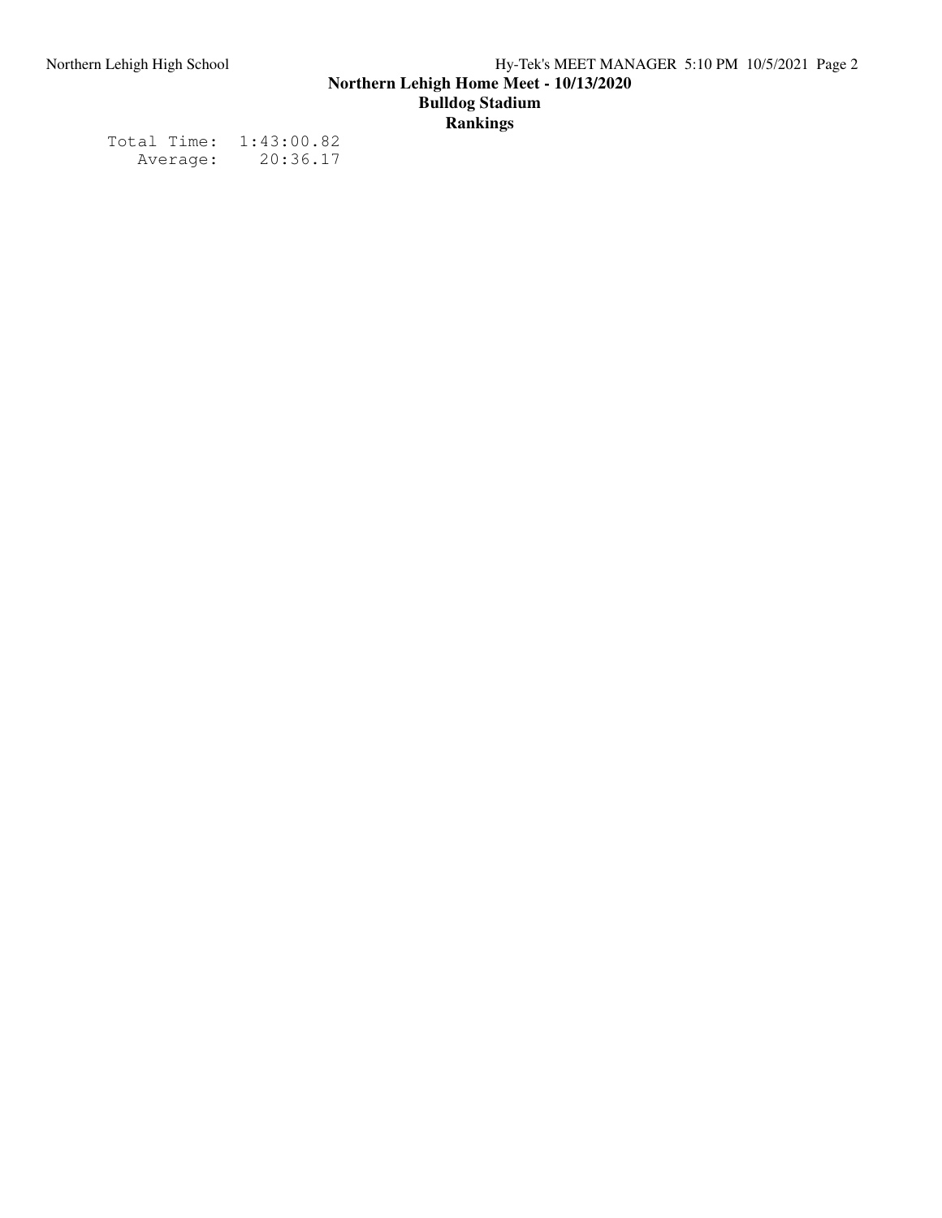```
Total Time:  1:43:00.82
   Average:    20:36.17
```